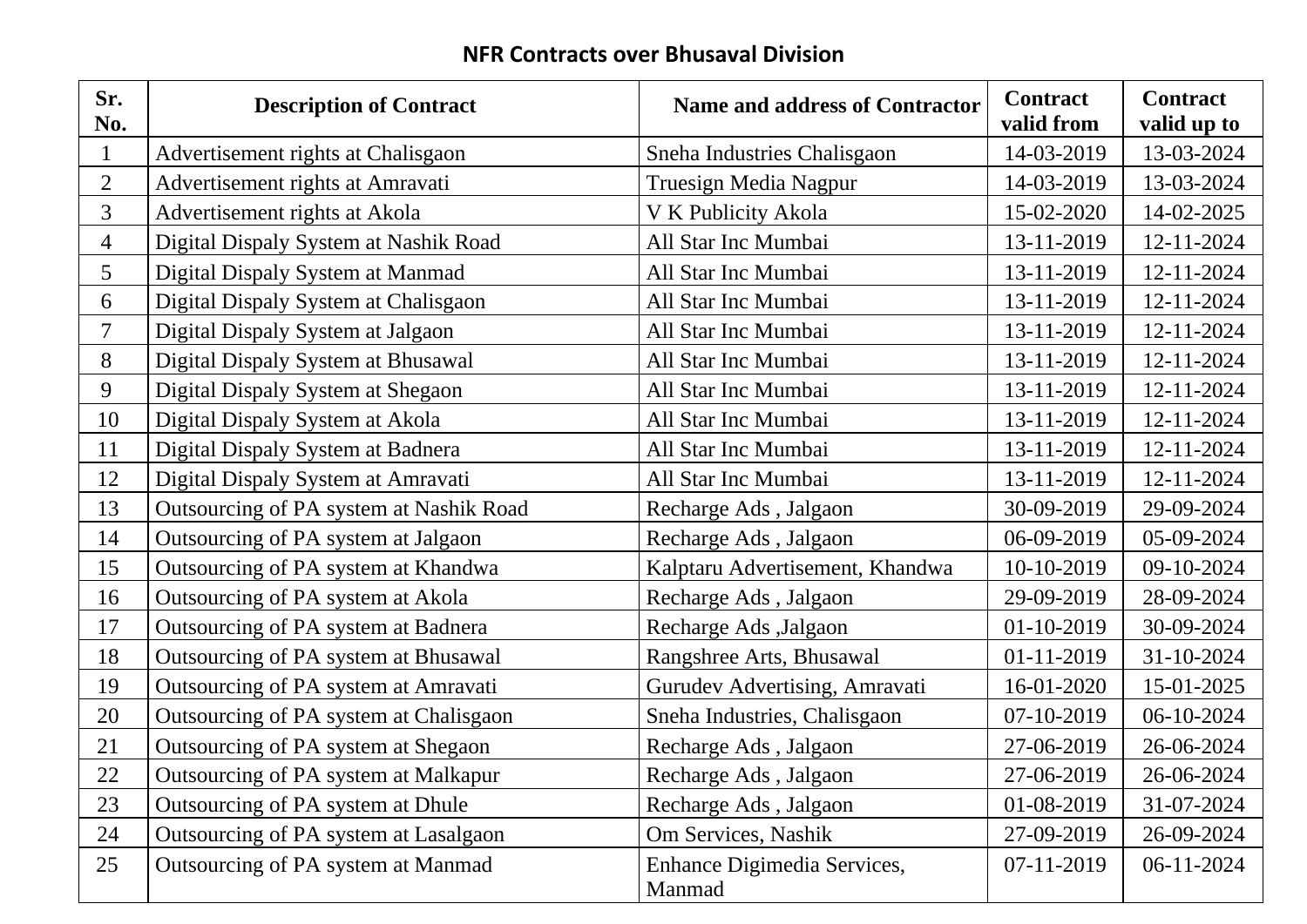# NFR Contracts over Bhusaval Division

| Sr. No. | Description of Contract | Name and address of Contractor | Contract valid from | Contract valid up to |
|---|---|---|---|---|
| 1 | Advertisement rights at Chalisgaon | Sneha Industries Chalisgaon | 14-03-2019 | 13-03-2024 |
| 2 | Advertisement rights at Amravati | Truesign Media Nagpur | 14-03-2019 | 13-03-2024 |
| 3 | Advertisement rights at Akola | V K Publicity Akola | 15-02-2020 | 14-02-2025 |
| 4 | Digital Dispaly System at Nashik Road | All Star Inc Mumbai | 13-11-2019 | 12-11-2024 |
| 5 | Digital Dispaly System at Manmad | All Star Inc Mumbai | 13-11-2019 | 12-11-2024 |
| 6 | Digital Dispaly System at Chalisgaon | All Star Inc Mumbai | 13-11-2019 | 12-11-2024 |
| 7 | Digital Dispaly System at Jalgaon | All Star Inc Mumbai | 13-11-2019 | 12-11-2024 |
| 8 | Digital Dispaly System at Bhusawal | All Star Inc Mumbai | 13-11-2019 | 12-11-2024 |
| 9 | Digital Dispaly System at Shegaon | All Star Inc Mumbai | 13-11-2019 | 12-11-2024 |
| 10 | Digital Dispaly System at Akola | All Star Inc Mumbai | 13-11-2019 | 12-11-2024 |
| 11 | Digital Dispaly System at Badnera | All Star Inc Mumbai | 13-11-2019 | 12-11-2024 |
| 12 | Digital Dispaly System at Amravati | All Star Inc Mumbai | 13-11-2019 | 12-11-2024 |
| 13 | Outsourcing of PA system at Nashik Road | Recharge Ads , Jalgaon | 30-09-2019 | 29-09-2024 |
| 14 | Outsourcing of PA system at Jalgaon | Recharge Ads , Jalgaon | 06-09-2019 | 05-09-2024 |
| 15 | Outsourcing of PA system at Khandwa | Kalptaru Advertisement, Khandwa | 10-10-2019 | 09-10-2024 |
| 16 | Outsourcing of PA system at Akola | Recharge Ads , Jalgaon | 29-09-2019 | 28-09-2024 |
| 17 | Outsourcing of PA system at Badnera | Recharge Ads ,Jalgaon | 01-10-2019 | 30-09-2024 |
| 18 | Outsourcing of PA system at Bhusawal | Rangshree Arts, Bhusawal | 01-11-2019 | 31-10-2024 |
| 19 | Outsourcing of PA system at Amravati | Gurudev Advertising, Amravati | 16-01-2020 | 15-01-2025 |
| 20 | Outsourcing of PA system at Chalisgaon | Sneha Industries, Chalisgaon | 07-10-2019 | 06-10-2024 |
| 21 | Outsourcing of PA system at Shegaon | Recharge Ads , Jalgaon | 27-06-2019 | 26-06-2024 |
| 22 | Outsourcing of PA system at Malkapur | Recharge Ads , Jalgaon | 27-06-2019 | 26-06-2024 |
| 23 | Outsourcing of PA system at Dhule | Recharge Ads , Jalgaon | 01-08-2019 | 31-07-2024 |
| 24 | Outsourcing of PA system at Lasalgaon | Om Services, Nashik | 27-09-2019 | 26-09-2024 |
| 25 | Outsourcing of PA system at Manmad | Enhance Digimedia Services, Manmad | 07-11-2019 | 06-11-2024 |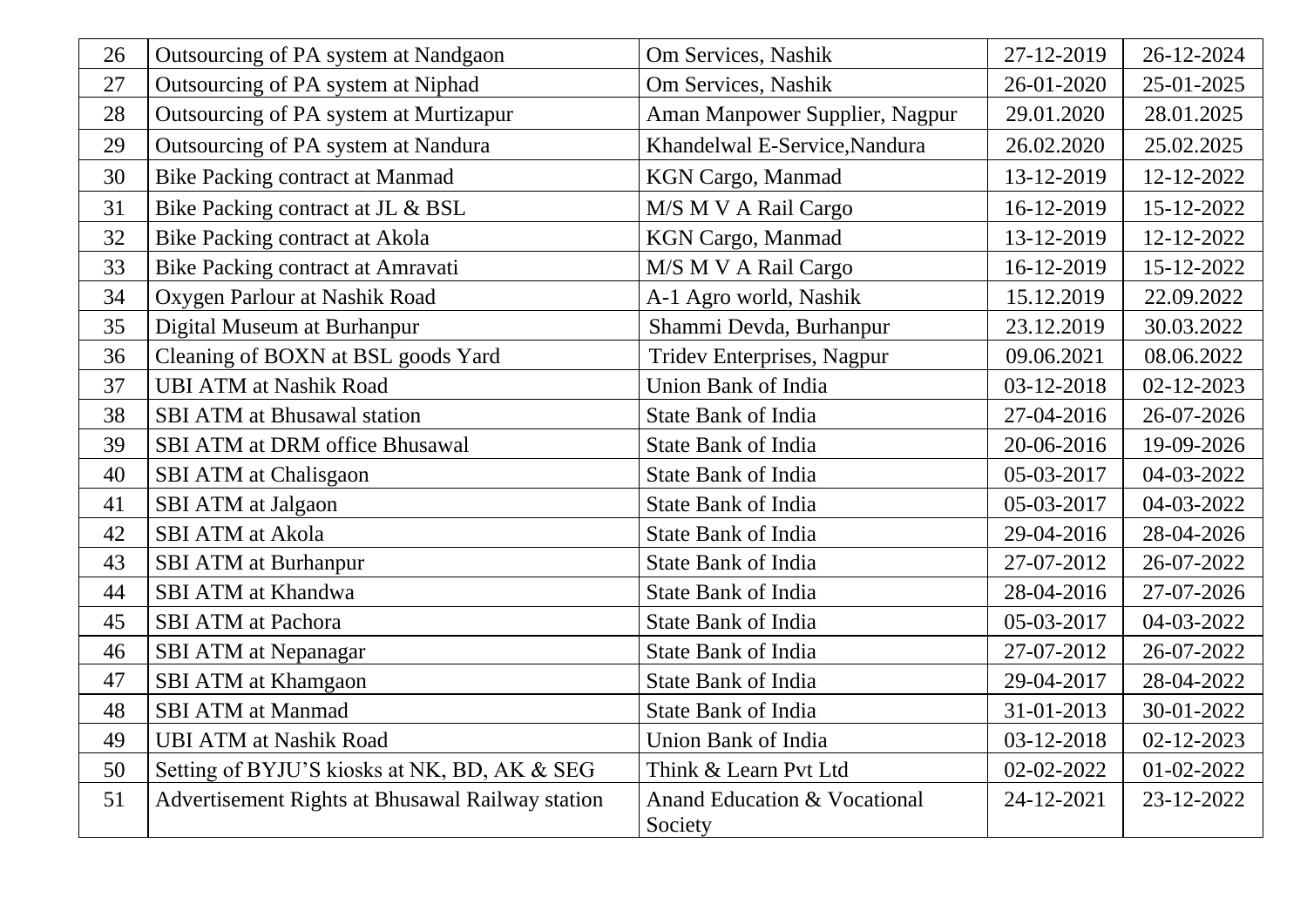| | | | | |
|---|---|---|---|---|
| 26 | Outsourcing of PA system at Nandgaon | Om Services, Nashik | 27-12-2019 | 26-12-2024 |
| 27 | Outsourcing of PA system at Niphad | Om Services, Nashik | 26-01-2020 | 25-01-2025 |
| 28 | Outsourcing of PA system at Murtizapur | Aman Manpower Supplier, Nagpur | 29.01.2020 | 28.01.2025 |
| 29 | Outsourcing of PA system at Nandura | Khandelwal E-Service,Nandura | 26.02.2020 | 25.02.2025 |
| 30 | Bike Packing contract at Manmad | KGN Cargo, Manmad | 13-12-2019 | 12-12-2022 |
| 31 | Bike Packing contract at JL & BSL | M/S M V A Rail Cargo | 16-12-2019 | 15-12-2022 |
| 32 | Bike Packing contract at Akola | KGN Cargo, Manmad | 13-12-2019 | 12-12-2022 |
| 33 | Bike Packing contract at Amravati | M/S M V A Rail Cargo | 16-12-2019 | 15-12-2022 |
| 34 | Oxygen Parlour at Nashik Road | A-1 Agro world, Nashik | 15.12.2019 | 22.09.2022 |
| 35 | Digital Museum at Burhanpur | Shammi Devda, Burhanpur | 23.12.2019 | 30.03.2022 |
| 36 | Cleaning of BOXN at BSL goods Yard | Tridev Enterprises, Nagpur | 09.06.2021 | 08.06.2022 |
| 37 | UBI ATM at Nashik Road | Union Bank of India | 03-12-2018 | 02-12-2023 |
| 38 | SBI ATM at Bhusawal station | State Bank of India | 27-04-2016 | 26-07-2026 |
| 39 | SBI ATM at DRM office Bhusawal | State Bank of India | 20-06-2016 | 19-09-2026 |
| 40 | SBI ATM at Chalisgaon | State Bank of India | 05-03-2017 | 04-03-2022 |
| 41 | SBI ATM at Jalgaon | State Bank of India | 05-03-2017 | 04-03-2022 |
| 42 | SBI ATM at Akola | State Bank of India | 29-04-2016 | 28-04-2026 |
| 43 | SBI ATM at Burhanpur | State Bank of India | 27-07-2012 | 26-07-2022 |
| 44 | SBI ATM at Khandwa | State Bank of India | 28-04-2016 | 27-07-2026 |
| 45 | SBI ATM at Pachora | State Bank of India | 05-03-2017 | 04-03-2022 |
| 46 | SBI ATM at Nepanagar | State Bank of India | 27-07-2012 | 26-07-2022 |
| 47 | SBI ATM at Khamgaon | State Bank of India | 29-04-2017 | 28-04-2022 |
| 48 | SBI ATM at Manmad | State Bank of India | 31-01-2013 | 30-01-2022 |
| 49 | UBI ATM at Nashik Road | Union Bank of India | 03-12-2018 | 02-12-2023 |
| 50 | Setting of BYJU'S kiosks at NK, BD, AK & SEG | Think & Learn Pvt Ltd | 02-02-2022 | 01-02-2022 |
| 51 | Advertisement Rights at Bhusawal Railway station | Anand Education & Vocational Society | 24-12-2021 | 23-12-2022 |